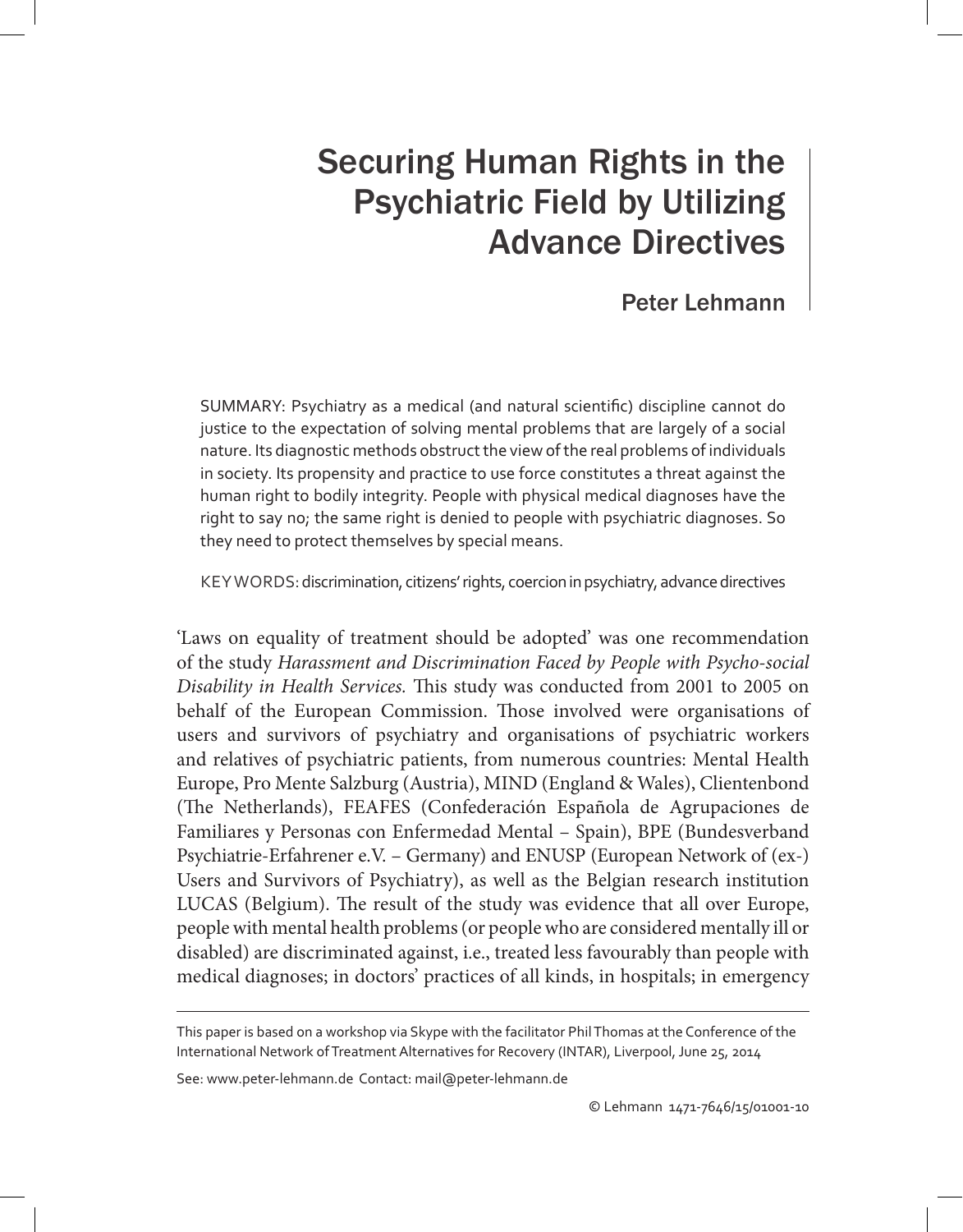# Securing Human Rights in the Psychiatric Field by Utilizing Advance Directives

Peter Lehmann

SUMMARY: Psychiatry as a medical (and natural scientific) discipline cannot do justice to the expectation of solving mental problems that are largely of a social nature. Its diagnostic methods obstruct the view of the real problems of individuals in society. Its propensity and practice to use force constitutes a threat against the human right to bodily integrity. People with physical medical diagnoses have the right to say no; the same right is denied to people with psychiatric diagnoses. So they need to protect themselves by special means.

KEYWORDS: discrimination, citizens' rights, coercion in psychiatry, advance directives

'Laws on equality of treatment should be adopted' was one recommendation of the study *Harassment and Discrimination Faced by People with Psycho-social Disability in Health Services.* This study was conducted from 2001 to 2005 on behalf of the European Commission. Those involved were organisations of users and survivors of psychiatry and organisations of psychiatric workers and relatives of psychiatric patients, from numerous countries: Mental Health Europe, Pro Mente Salzburg (Austria), MIND (England & Wales), Clientenbond (The Netherlands), FEAFES (Confederación Española de Agrupaciones de Familiares y Personas con Enfermedad Mental – Spain), BPE (Bundesverband Psychiatrie-Erfahrener e.V. – Germany) and ENUSP (European Network of (ex-) Users and Survivors of Psychiatry), as well as the Belgian research institution LUCAS (Belgium). The result of the study was evidence that all over Europe, people with mental health problems (or people who are considered mentally ill or disabled) are discriminated against, i.e., treated less favourably than people with medical diagnoses; in doctors' practices of all kinds, in hospitals; in emergency

---

This paper is based on a workshop via Skype with the facilitator Phil Thomas at the Conference of the International Network of Treatment Alternatives for Recovery (INTAR), Liverpool, June 25, 2014

See: www.peter-lehmann.de Contact: mail@peter-lehmann.de

© Lehmann 1471-7646/15/01001-10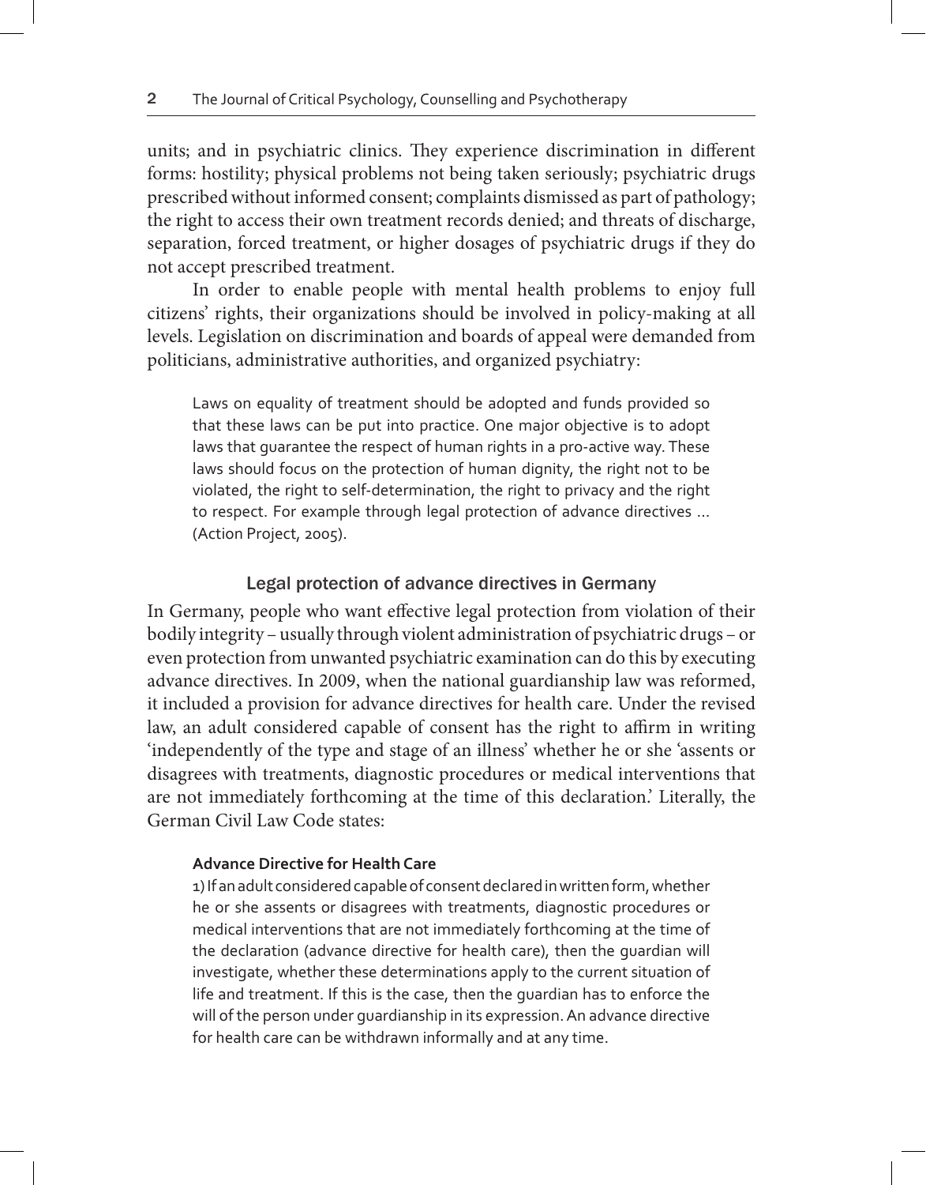units; and in psychiatric clinics. They experience discrimination in different forms: hostility; physical problems not being taken seriously; psychiatric drugs prescribed without informed consent; complaints dismissed as part of pathology; the right to access their own treatment records denied; and threats of discharge, separation, forced treatment, or higher dosages of psychiatric drugs if they do not accept prescribed treatment.

In order to enable people with mental health problems to enjoy full citizens' rights, their organizations should be involved in policy-making at all levels. Legislation on discrimination and boards of appeal were demanded from politicians, administrative authorities, and organized psychiatry:

> Laws on equality of treatment should be adopted and funds provided so that these laws can be put into practice. One major objective is to adopt laws that guarantee the respect of human rights in a pro-active way. These laws should focus on the protection of human dignity, the right not to be violated, the right to self-determination, the right to privacy and the right to respect. For example through legal protection of advance directives ... (Action Project, 2005).

## Legal protection of advance directives in Germany

In Germany, people who want effective legal protection from violation of their bodily integrity – usually through violent administration of psychiatric drugs – or even protection from unwanted psychiatric examination can do this by executing advance directives. In 2009, when the national guardianship law was reformed, it included a provision for advance directives for health care. Under the revised law, an adult considered capable of consent has the right to affirm in writing 'independently of the type and stage of an illness' whether he or she 'assents or disagrees with treatments, diagnostic procedures or medical interventions that are not immediately forthcoming at the time of this declaration.' Literally, the German Civil Law Code states:

> **Advance Directive for Health Care**
>
> 1) If an adult considered capable of consent declared in written form, whether he or she assents or disagrees with treatments, diagnostic procedures or medical interventions that are not immediately forthcoming at the time of the declaration (advance directive for health care), then the guardian will investigate, whether these determinations apply to the current situation of life and treatment. If this is the case, then the guardian has to enforce the will of the person under guardianship in its expression. An advance directive for health care can be withdrawn informally and at any time.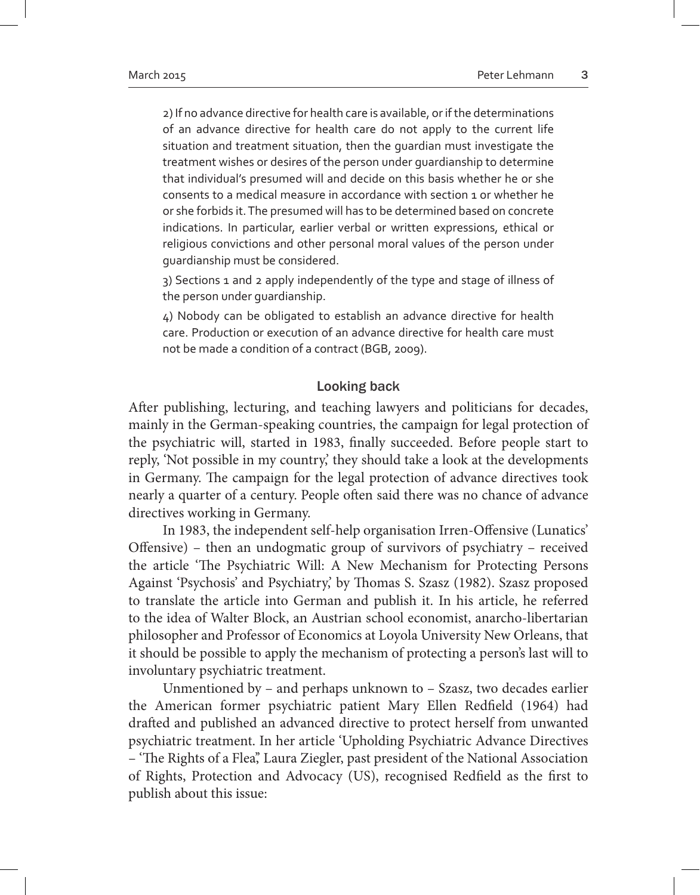2) If no advance directive for health care is available, or if the determinations of an advance directive for health care do not apply to the current life situation and treatment situation, then the guardian must investigate the treatment wishes or desires of the person under guardianship to determine that individual's presumed will and decide on this basis whether he or she consents to a medical measure in accordance with section 1 or whether he or she forbids it. The presumed will has to be determined based on concrete indications. In particular, earlier verbal or written expressions, ethical or religious convictions and other personal moral values of the person under guardianship must be considered.

3) Sections 1 and 2 apply independently of the type and stage of illness of the person under guardianship.

4) Nobody can be obligated to establish an advance directive for health care. Production or execution of an advance directive for health care must not be made a condition of a contract (BGB, 2009).

## Looking back

After publishing, lecturing, and teaching lawyers and politicians for decades, mainly in the German-speaking countries, the campaign for legal protection of the psychiatric will, started in 1983, finally succeeded. Before people start to reply, 'Not possible in my country,' they should take a look at the developments in Germany. The campaign for the legal protection of advance directives took nearly a quarter of a century. People often said there was no chance of advance directives working in Germany.

In 1983, the independent self-help organisation Irren-Offensive (Lunatics' Offensive) – then an undogmatic group of survivors of psychiatry – received the article 'The Psychiatric Will: A New Mechanism for Protecting Persons Against 'Psychosis' and Psychiatry,' by Thomas S. Szasz (1982). Szasz proposed to translate the article into German and publish it. In his article, he referred to the idea of Walter Block, an Austrian school economist, anarcho-libertarian philosopher and Professor of Economics at Loyola University New Orleans, that it should be possible to apply the mechanism of protecting a person's last will to involuntary psychiatric treatment.

Unmentioned by – and perhaps unknown to – Szasz, two decades earlier the American former psychiatric patient Mary Ellen Redfield (1964) had drafted and published an advanced directive to protect herself from unwanted psychiatric treatment. In her article 'Upholding Psychiatric Advance Directives – 'The Rights of a Flea", Laura Ziegler, past president of the National Association of Rights, Protection and Advocacy (US), recognised Redfield as the first to publish about this issue: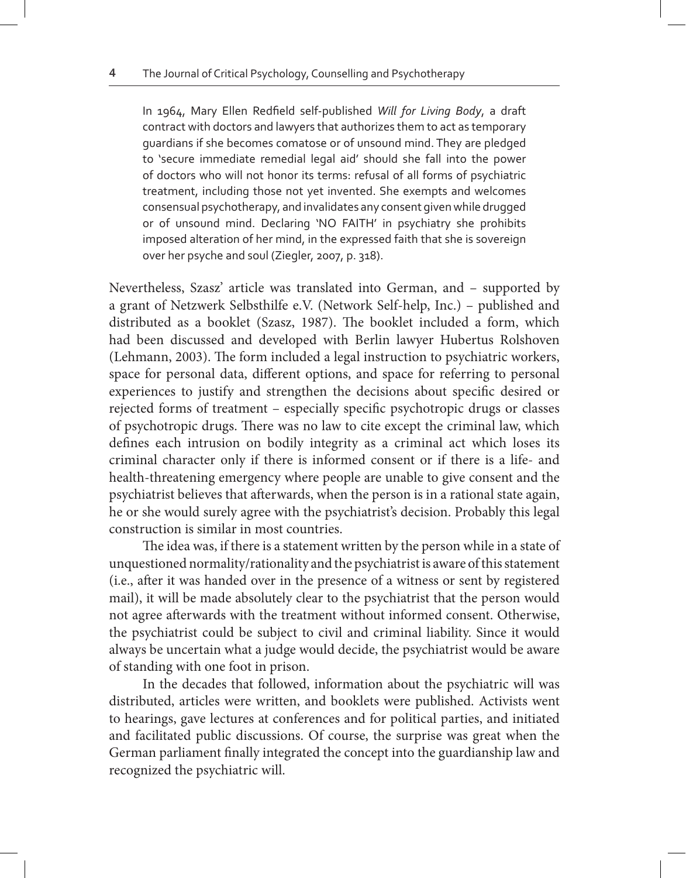> In 1964, Mary Ellen Redfield self-published *Will for Living Body*, a draft contract with doctors and lawyers that authorizes them to act as temporary guardians if she becomes comatose or of unsound mind. They are pledged to 'secure immediate remedial legal aid' should she fall into the power of doctors who will not honor its terms: refusal of all forms of psychiatric treatment, including those not yet invented. She exempts and welcomes consensual psychotherapy, and invalidates any consent given while drugged or of unsound mind. Declaring 'NO FAITH' in psychiatry she prohibits imposed alteration of her mind, in the expressed faith that she is sovereign over her psyche and soul (Ziegler, 2007, p. 318).

Nevertheless, Szasz' article was translated into German, and – supported by a grant of Netzwerk Selbsthilfe e.V. (Network Self-help, Inc.) – published and distributed as a booklet (Szasz, 1987). The booklet included a form, which had been discussed and developed with Berlin lawyer Hubertus Rolshoven (Lehmann, 2003). The form included a legal instruction to psychiatric workers, space for personal data, different options, and space for referring to personal experiences to justify and strengthen the decisions about specific desired or rejected forms of treatment – especially specific psychotropic drugs or classes of psychotropic drugs. There was no law to cite except the criminal law, which defines each intrusion on bodily integrity as a criminal act which loses its criminal character only if there is informed consent or if there is a life- and health-threatening emergency where people are unable to give consent and the psychiatrist believes that afterwards, when the person is in a rational state again, he or she would surely agree with the psychiatrist's decision. Probably this legal construction is similar in most countries.

The idea was, if there is a statement written by the person while in a state of unquestioned normality/rationality and the psychiatrist is aware of this statement (i.e., after it was handed over in the presence of a witness or sent by registered mail), it will be made absolutely clear to the psychiatrist that the person would not agree afterwards with the treatment without informed consent. Otherwise, the psychiatrist could be subject to civil and criminal liability. Since it would always be uncertain what a judge would decide, the psychiatrist would be aware of standing with one foot in prison.

In the decades that followed, information about the psychiatric will was distributed, articles were written, and booklets were published. Activists went to hearings, gave lectures at conferences and for political parties, and initiated and facilitated public discussions. Of course, the surprise was great when the German parliament finally integrated the concept into the guardianship law and recognized the psychiatric will.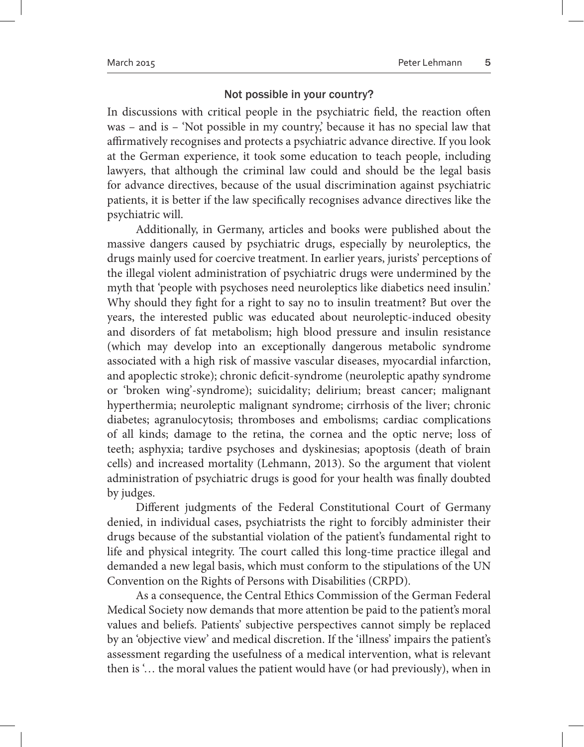## Not possible in your country?

In discussions with critical people in the psychiatric field, the reaction often was – and is – 'Not possible in my country,' because it has no special law that affirmatively recognises and protects a psychiatric advance directive. If you look at the German experience, it took some education to teach people, including lawyers, that although the criminal law could and should be the legal basis for advance directives, because of the usual discrimination against psychiatric patients, it is better if the law specifically recognises advance directives like the psychiatric will.

Additionally, in Germany, articles and books were published about the massive dangers caused by psychiatric drugs, especially by neuroleptics, the drugs mainly used for coercive treatment. In earlier years, jurists' perceptions of the illegal violent administration of psychiatric drugs were undermined by the myth that 'people with psychoses need neuroleptics like diabetics need insulin.' Why should they fight for a right to say no to insulin treatment? But over the years, the interested public was educated about neuroleptic-induced obesity and disorders of fat metabolism; high blood pressure and insulin resistance (which may develop into an exceptionally dangerous metabolic syndrome associated with a high risk of massive vascular diseases, myocardial infarction, and apoplectic stroke); chronic deficit-syndrome (neuroleptic apathy syndrome or 'broken wing'-syndrome); suicidality; delirium; breast cancer; malignant hyperthermia; neuroleptic malignant syndrome; cirrhosis of the liver; chronic diabetes; agranulocytosis; thromboses and embolisms; cardiac complications of all kinds; damage to the retina, the cornea and the optic nerve; loss of teeth; asphyxia; tardive psychoses and dyskinesias; apoptosis (death of brain cells) and increased mortality (Lehmann, 2013). So the argument that violent administration of psychiatric drugs is good for your health was finally doubted by judges.

Different judgments of the Federal Constitutional Court of Germany denied, in individual cases, psychiatrists the right to forcibly administer their drugs because of the substantial violation of the patient's fundamental right to life and physical integrity. The court called this long-time practice illegal and demanded a new legal basis, which must conform to the stipulations of the UN Convention on the Rights of Persons with Disabilities (CRPD).

As a consequence, the Central Ethics Commission of the German Federal Medical Society now demands that more attention be paid to the patient's moral values and beliefs. Patients' subjective perspectives cannot simply be replaced by an 'objective view' and medical discretion. If the 'illness' impairs the patient's assessment regarding the usefulness of a medical intervention, what is relevant then is '… the moral values the patient would have (or had previously), when in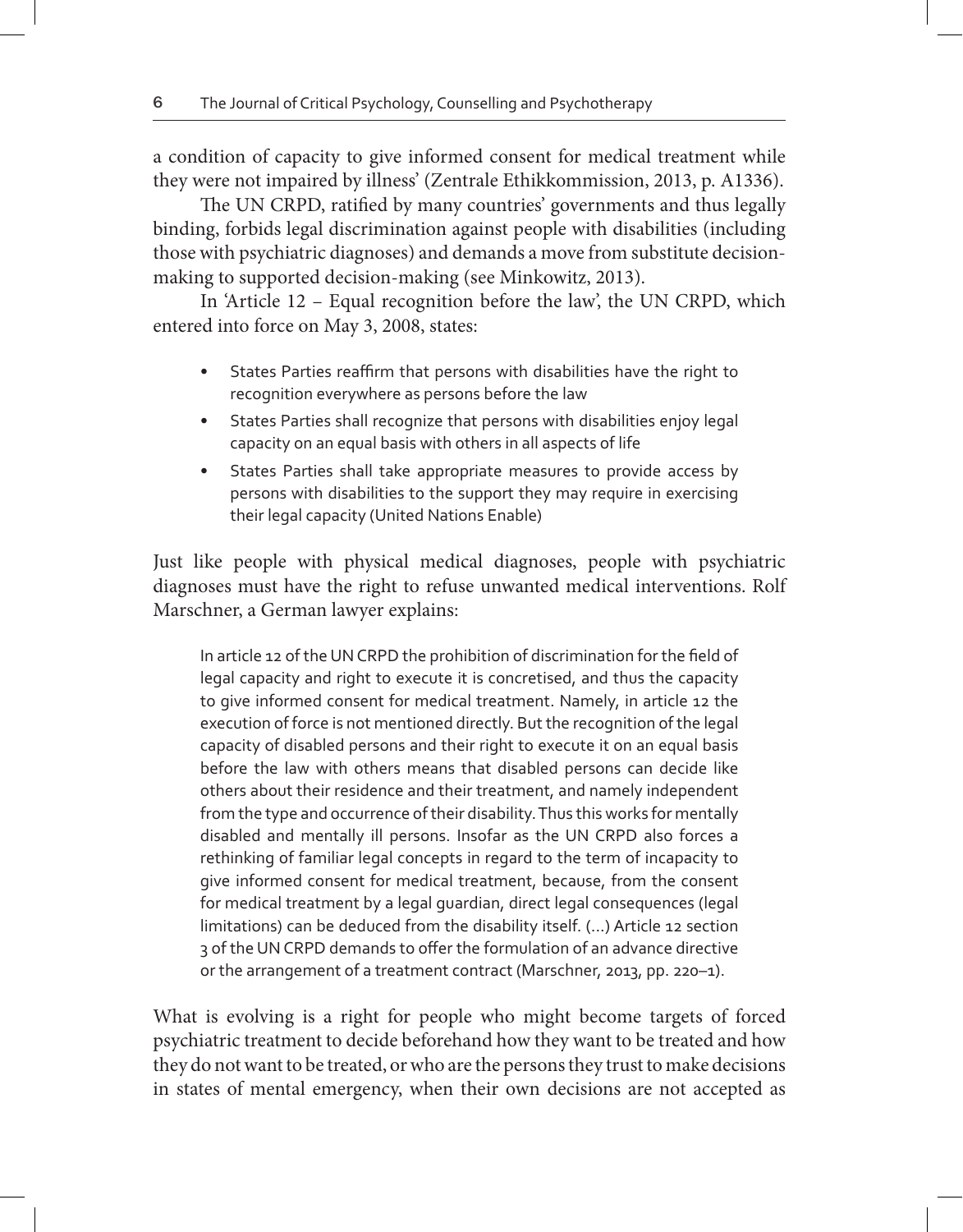a condition of capacity to give informed consent for medical treatment while they were not impaired by illness' (Zentrale Ethikkommission, 2013, p. A1336).

The UN CRPD, ratified by many countries' governments and thus legally binding, forbids legal discrimination against people with disabilities (including those with psychiatric diagnoses) and demands a move from substitute decision-making to supported decision-making (see Minkowitz, 2013).

In 'Article 12 – Equal recognition before the law', the UN CRPD, which entered into force on May 3, 2008, states:

- States Parties reaffirm that persons with disabilities have the right to recognition everywhere as persons before the law
- States Parties shall recognize that persons with disabilities enjoy legal capacity on an equal basis with others in all aspects of life
- States Parties shall take appropriate measures to provide access by persons with disabilities to the support they may require in exercising their legal capacity (United Nations Enable)

Just like people with physical medical diagnoses, people with psychiatric diagnoses must have the right to refuse unwanted medical interventions. Rolf Marschner, a German lawyer explains:

> In article 12 of the UN CRPD the prohibition of discrimination for the field of legal capacity and right to execute it is concretised, and thus the capacity to give informed consent for medical treatment. Namely, in article 12 the execution of force is not mentioned directly. But the recognition of the legal capacity of disabled persons and their right to execute it on an equal basis before the law with others means that disabled persons can decide like others about their residence and their treatment, and namely independent from the type and occurrence of their disability. Thus this works for mentally disabled and mentally ill persons. Insofar as the UN CRPD also forces a rethinking of familiar legal concepts in regard to the term of incapacity to give informed consent for medical treatment, because, from the consent for medical treatment by a legal guardian, direct legal consequences (legal limitations) can be deduced from the disability itself. (…) Article 12 section 3 of the UN CRPD demands to offer the formulation of an advance directive or the arrangement of a treatment contract (Marschner, 2013, pp. 220–1).

What is evolving is a right for people who might become targets of forced psychiatric treatment to decide beforehand how they want to be treated and how they do not want to be treated, or who are the persons they trust to make decisions in states of mental emergency, when their own decisions are not accepted as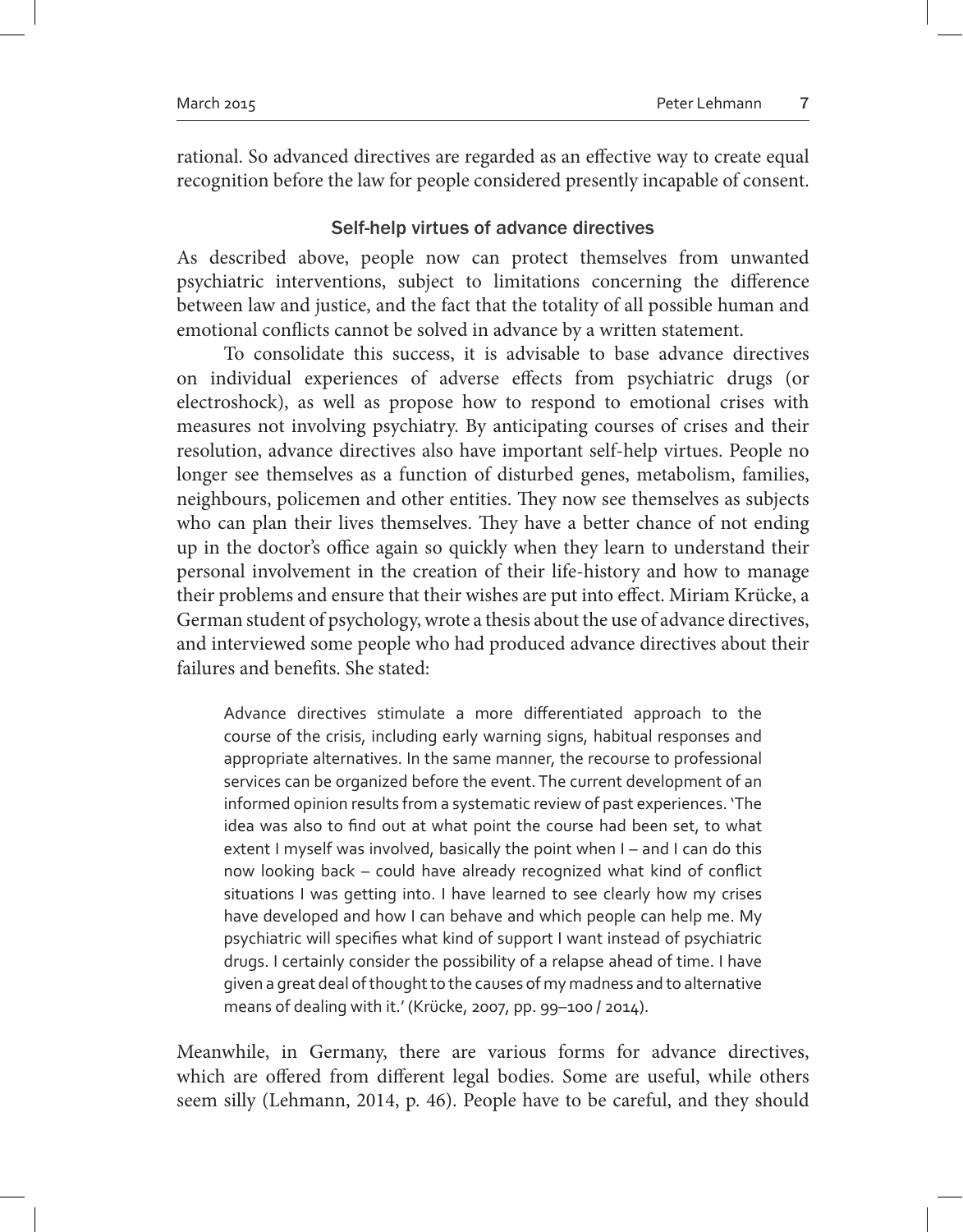rational. So advanced directives are regarded as an effective way to create equal recognition before the law for people considered presently incapable of consent.

### Self-help virtues of advance directives

As described above, people now can protect themselves from unwanted psychiatric interventions, subject to limitations concerning the difference between law and justice, and the fact that the totality of all possible human and emotional conflicts cannot be solved in advance by a written statement.

To consolidate this success, it is advisable to base advance directives on individual experiences of adverse effects from psychiatric drugs (or electroshock), as well as propose how to respond to emotional crises with measures not involving psychiatry. By anticipating courses of crises and their resolution, advance directives also have important self-help virtues. People no longer see themselves as a function of disturbed genes, metabolism, families, neighbours, policemen and other entities. They now see themselves as subjects who can plan their lives themselves. They have a better chance of not ending up in the doctor's office again so quickly when they learn to understand their personal involvement in the creation of their life-history and how to manage their problems and ensure that their wishes are put into effect. Miriam Krücke, a German student of psychology, wrote a thesis about the use of advance directives, and interviewed some people who had produced advance directives about their failures and benefits. She stated:

> Advance directives stimulate a more differentiated approach to the course of the crisis, including early warning signs, habitual responses and appropriate alternatives. In the same manner, the recourse to professional services can be organized before the event. The current development of an informed opinion results from a systematic review of past experiences. 'The idea was also to find out at what point the course had been set, to what extent I myself was involved, basically the point when I – and I can do this now looking back – could have already recognized what kind of conflict situations I was getting into. I have learned to see clearly how my crises have developed and how I can behave and which people can help me. My psychiatric will specifies what kind of support I want instead of psychiatric drugs. I certainly consider the possibility of a relapse ahead of time. I have given a great deal of thought to the causes of my madness and to alternative means of dealing with it.' (Krücke, 2007, pp. 99–100 / 2014).

Meanwhile, in Germany, there are various forms for advance directives, which are offered from different legal bodies. Some are useful, while others seem silly (Lehmann, 2014, p. 46). People have to be careful, and they should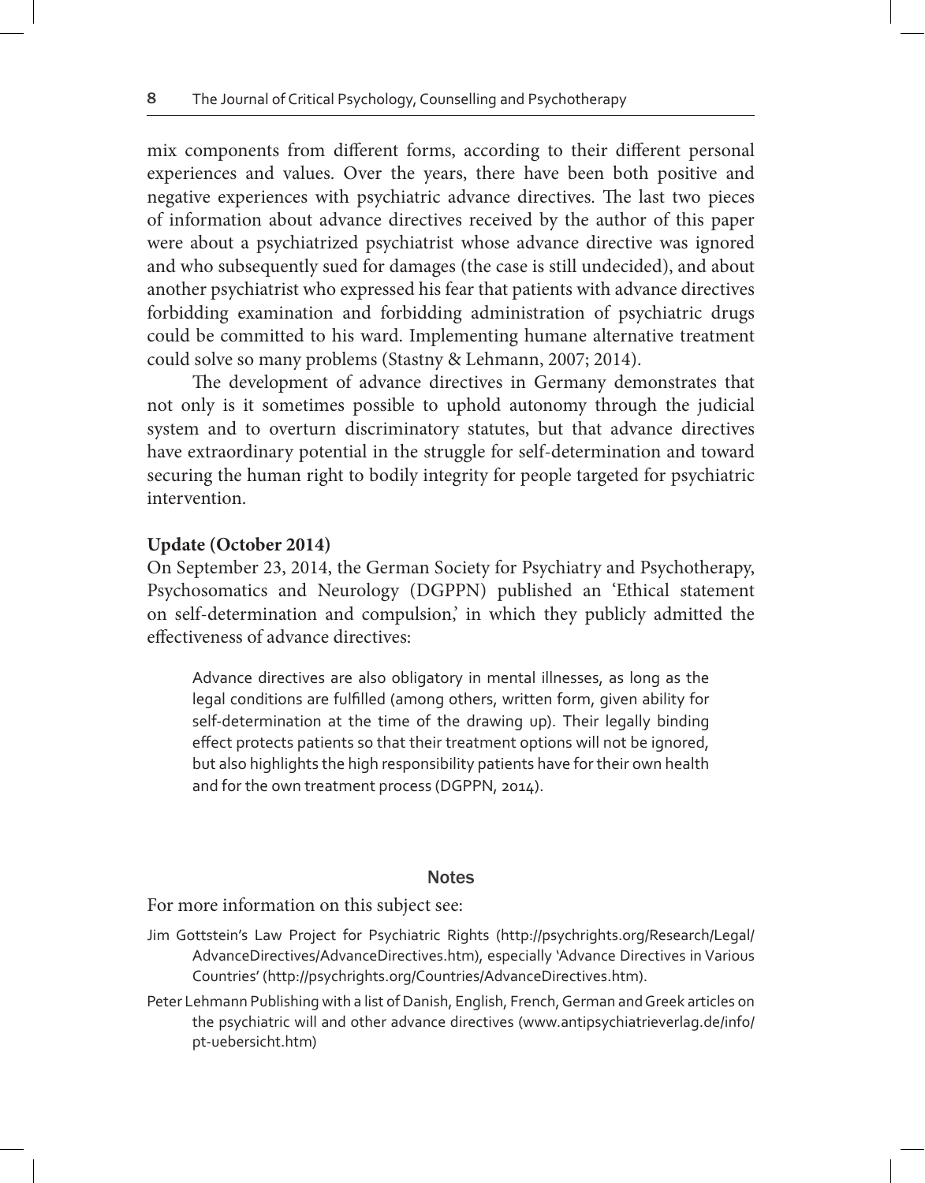mix components from different forms, according to their different personal experiences and values. Over the years, there have been both positive and negative experiences with psychiatric advance directives. The last two pieces of information about advance directives received by the author of this paper were about a psychiatrized psychiatrist whose advance directive was ignored and who subsequently sued for damages (the case is still undecided), and about another psychiatrist who expressed his fear that patients with advance directives forbidding examination and forbidding administration of psychiatric drugs could be committed to his ward. Implementing humane alternative treatment could solve so many problems (Stastny & Lehmann, 2007; 2014).

The development of advance directives in Germany demonstrates that not only is it sometimes possible to uphold autonomy through the judicial system and to overturn discriminatory statutes, but that advance directives have extraordinary potential in the struggle for self-determination and toward securing the human right to bodily integrity for people targeted for psychiatric intervention.

**Update (October 2014)**

On September 23, 2014, the German Society for Psychiatry and Psychotherapy, Psychosomatics and Neurology (DGPPN) published an 'Ethical statement on self-determination and compulsion,' in which they publicly admitted the effectiveness of advance directives:

> Advance directives are also obligatory in mental illnesses, as long as the legal conditions are fulfilled (among others, written form, given ability for self-determination at the time of the drawing up). Their legally binding effect protects patients so that their treatment options will not be ignored, but also highlights the high responsibility patients have for their own health and for the own treatment process (DGPPN, 2014).

## Notes

For more information on this subject see:

Jim Gottstein's Law Project for Psychiatric Rights (http://psychrights.org/Research/Legal/AdvanceDirectives/AdvanceDirectives.htm), especially 'Advance Directives in Various Countries' (http://psychrights.org/Countries/AdvanceDirectives.htm).

Peter Lehmann Publishing with a list of Danish, English, French, German and Greek articles on the psychiatric will and other advance directives (www.antipsychiatrieverlag.de/info/pt-uebersicht.htm)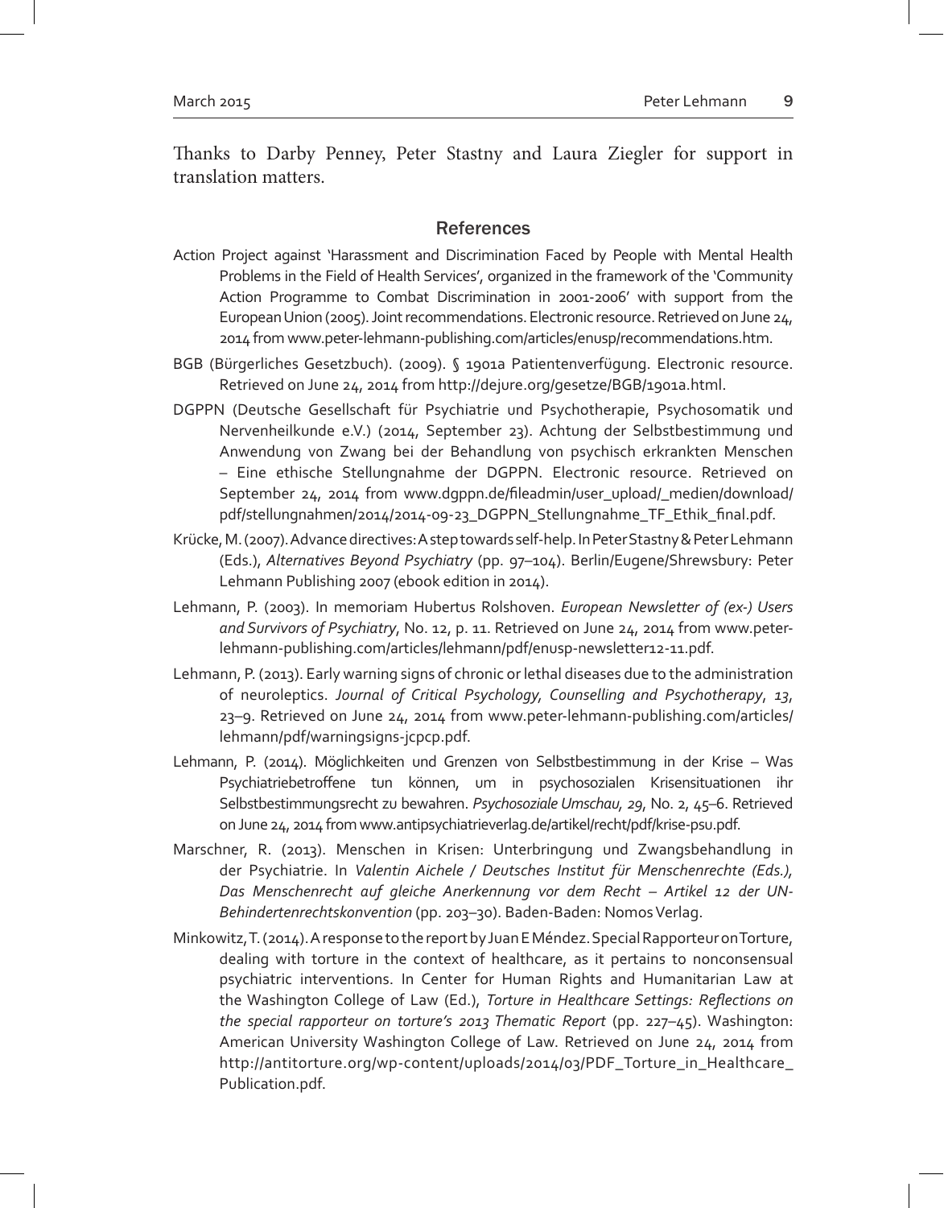Thanks to Darby Penney, Peter Stastny and Laura Ziegler for support in translation matters.

## References

Action Project against 'Harassment and Discrimination Faced by People with Mental Health Problems in the Field of Health Services', organized in the framework of the 'Community Action Programme to Combat Discrimination in 2001-2006' with support from the European Union (2005). Joint recommendations. Electronic resource. Retrieved on June 24, 2014 from www.peter-lehmann-publishing.com/articles/enusp/recommendations.htm.

BGB (Bürgerliches Gesetzbuch). (2009). § 1901a Patientenverfügung. Electronic resource. Retrieved on June 24, 2014 from http://dejure.org/gesetze/BGB/1901a.html.

DGPPN (Deutsche Gesellschaft für Psychiatrie und Psychotherapie, Psychosomatik und Nervenheilkunde e.V.) (2014, September 23). Achtung der Selbstbestimmung und Anwendung von Zwang bei der Behandlung von psychisch erkrankten Menschen – Eine ethische Stellungnahme der DGPPN. Electronic resource. Retrieved on September 24, 2014 from www.dgppn.de/fileadmin/user_upload/_medien/download/pdf/stellungnahmen/2014/2014-09-23_DGPPN_Stellungnahme_TF_Ethik_final.pdf.

Krücke, M. (2007). Advance directives: A step towards self-help. In Peter Stastny & Peter Lehmann (Eds.), *Alternatives Beyond Psychiatry* (pp. 97–104). Berlin/Eugene/Shrewsbury: Peter Lehmann Publishing 2007 (ebook edition in 2014).

Lehmann, P. (2003). In memoriam Hubertus Rolshoven. *European Newsletter of (ex-) Users and Survivors of Psychiatry*, No. 12, p. 11. Retrieved on June 24, 2014 from www.peter-lehmann-publishing.com/articles/lehmann/pdf/enusp-newsletter12-11.pdf.

Lehmann, P. (2013). Early warning signs of chronic or lethal diseases due to the administration of neuroleptics. *Journal of Critical Psychology, Counselling and Psychotherapy*, *13*, 23–9. Retrieved on June 24, 2014 from www.peter-lehmann-publishing.com/articles/lehmann/pdf/warningsigns-jcpcp.pdf.

Lehmann, P. (2014). Möglichkeiten und Grenzen von Selbstbestimmung in der Krise – Was Psychiatriebetroffene tun können, um in psychosozialen Krisensituationen ihr Selbstbestimmungsrecht zu bewahren. *Psychosoziale Umschau, 29*, No. 2, 45–6. Retrieved on June 24, 2014 from www.antipsychiatrieverlag.de/artikel/recht/pdf/krise-psu.pdf.

Marschner, R. (2013). Menschen in Krisen: Unterbringung und Zwangsbehandlung in der Psychiatrie. In *Valentin Aichele / Deutsches Institut für Menschenrechte (Eds.), Das Menschenrecht auf gleiche Anerkennung vor dem Recht – Artikel 12 der UN-Behindertenrechtskonvention* (pp. 203–30). Baden-Baden: Nomos Verlag.

Minkowitz, T. (2014). A response to the report by Juan E Méndez. Special Rapporteur on Torture, dealing with torture in the context of healthcare, as it pertains to nonconsensual psychiatric interventions. In Center for Human Rights and Humanitarian Law at the Washington College of Law (Ed.), *Torture in Healthcare Settings: Reflections on the special rapporteur on torture's 2013 Thematic Report* (pp. 227–45). Washington: American University Washington College of Law. Retrieved on June 24, 2014 from http://antitorture.org/wp-content/uploads/2014/03/PDF_Torture_in_Healthcare_Publication.pdf.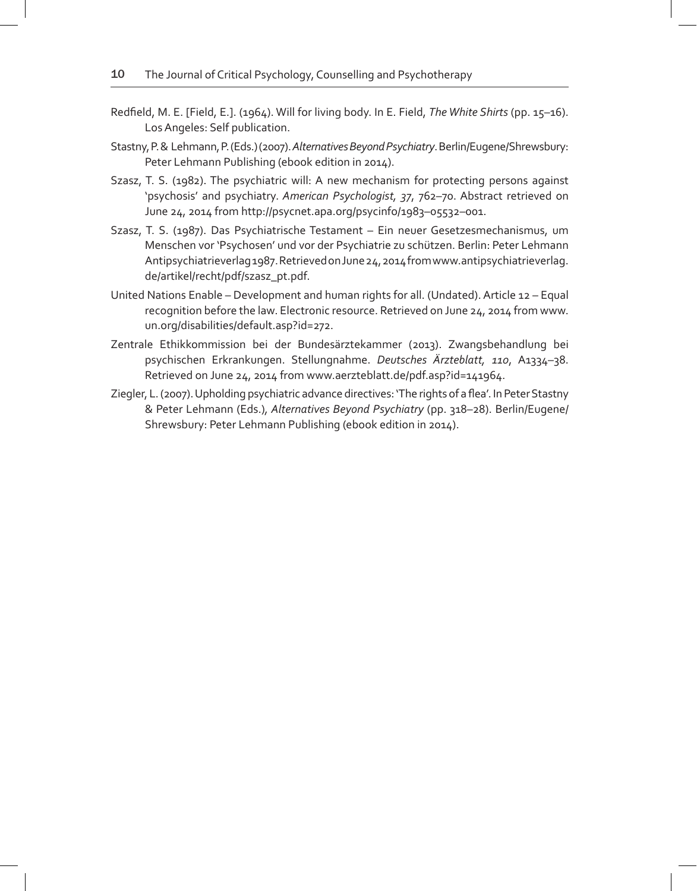Redfield, M. E. [Field, E.]. (1964). Will for living body. In E. Field, *The White Shirts* (pp. 15–16). Los Angeles: Self publication.

Stastny, P. & Lehmann, P. (Eds.) (2007). *Alternatives Beyond Psychiatry*. Berlin/Eugene/Shrewsbury: Peter Lehmann Publishing (ebook edition in 2014).

Szasz, T. S. (1982). The psychiatric will: A new mechanism for protecting persons against 'psychosis' and psychiatry. *American Psychologist, 37*, 762–70. Abstract retrieved on June 24, 2014 from http://psycnet.apa.org/psycinfo/1983–05532–001.

Szasz, T. S. (1987). Das Psychiatrische Testament – Ein neuer Gesetzesmechanismus, um Menschen vor 'Psychosen' und vor der Psychiatrie zu schützen. Berlin: Peter Lehmann Antipsychiatrieverlag 1987. Retrieved on June 24, 2014 from www.antipsychiatrieverlag.de/artikel/recht/pdf/szasz_pt.pdf.

United Nations Enable – Development and human rights for all. (Undated). Article 12 – Equal recognition before the law. Electronic resource. Retrieved on June 24, 2014 from www.un.org/disabilities/default.asp?id=272.

Zentrale Ethikkommission bei der Bundesärztekammer (2013). Zwangsbehandlung bei psychischen Erkrankungen. Stellungnahme. *Deutsches Ärzteblatt, 110*, A1334–38. Retrieved on June 24, 2014 from www.aerzteblatt.de/pdf.asp?id=141964.

Ziegler, L. (2007). Upholding psychiatric advance directives: 'The rights of a flea'. In Peter Stastny & Peter Lehmann (Eds.), *Alternatives Beyond Psychiatry* (pp. 318–28). Berlin/Eugene/Shrewsbury: Peter Lehmann Publishing (ebook edition in 2014).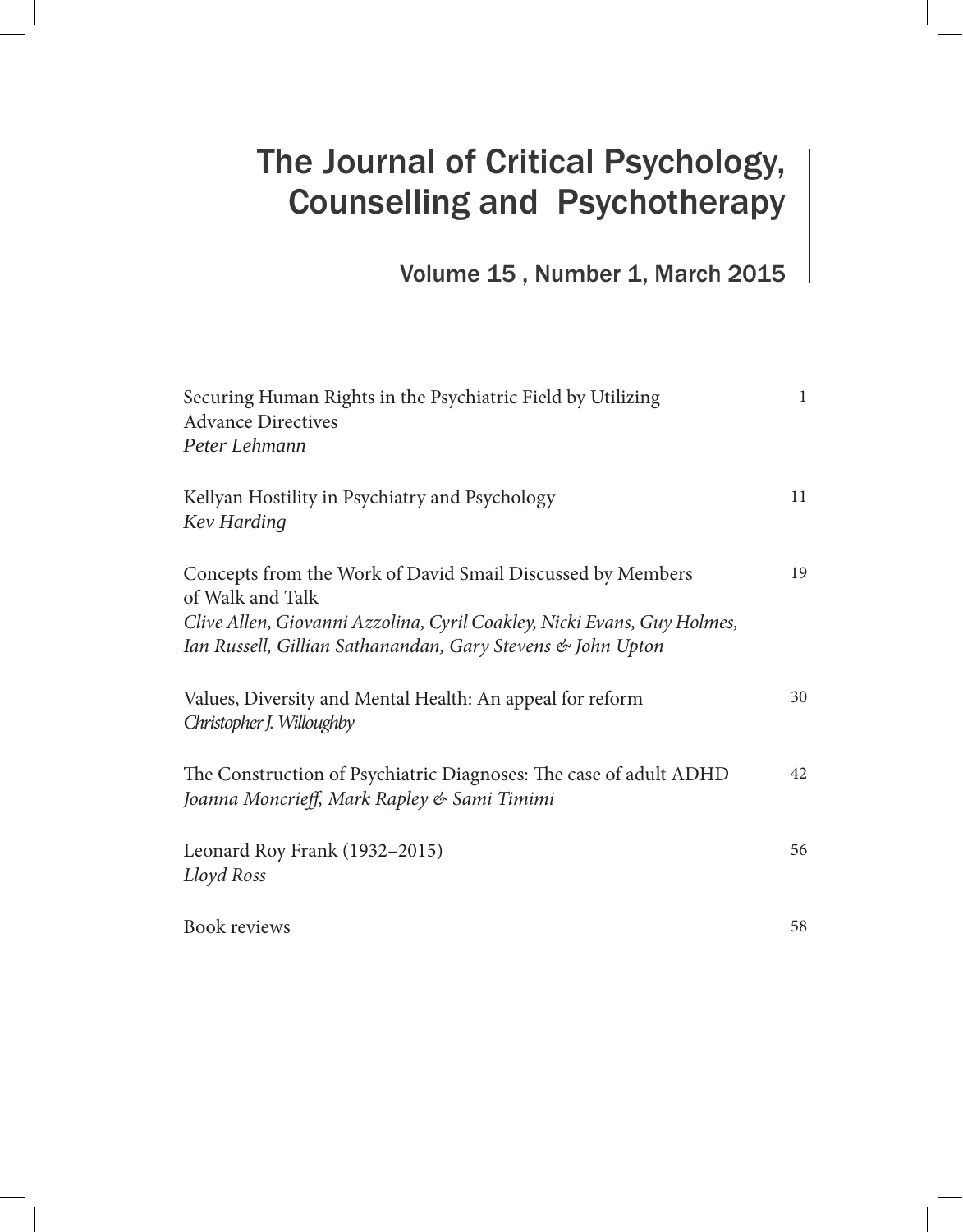# The Journal of Critical Psychology, Counselling and Psychotherapy

Volume 15 , Number 1, March 2015

| | |
|---|---|
| Securing Human Rights in the Psychiatric Field by Utilizing Advance Directives<br>*Peter Lehmann* | 1 |
| Kellyan Hostility in Psychiatry and Psychology<br>*Kev Harding* | 11 |
| Concepts from the Work of David Smail Discussed by Members of Walk and Talk<br>*Clive Allen, Giovanni Azzolina, Cyril Coakley, Nicki Evans, Guy Holmes, Ian Russell, Gillian Sathanandan, Gary Stevens & John Upton* | 19 |
| Values, Diversity and Mental Health: An appeal for reform<br>*Christopher J. Willoughby* | 30 |
| The Construction of Psychiatric Diagnoses: The case of adult ADHD<br>*Joanna Moncrieff, Mark Rapley & Sami Timimi* | 42 |
| Leonard Roy Frank (1932–2015)<br>*Lloyd Ross* | 56 |
| Book reviews | 58 |